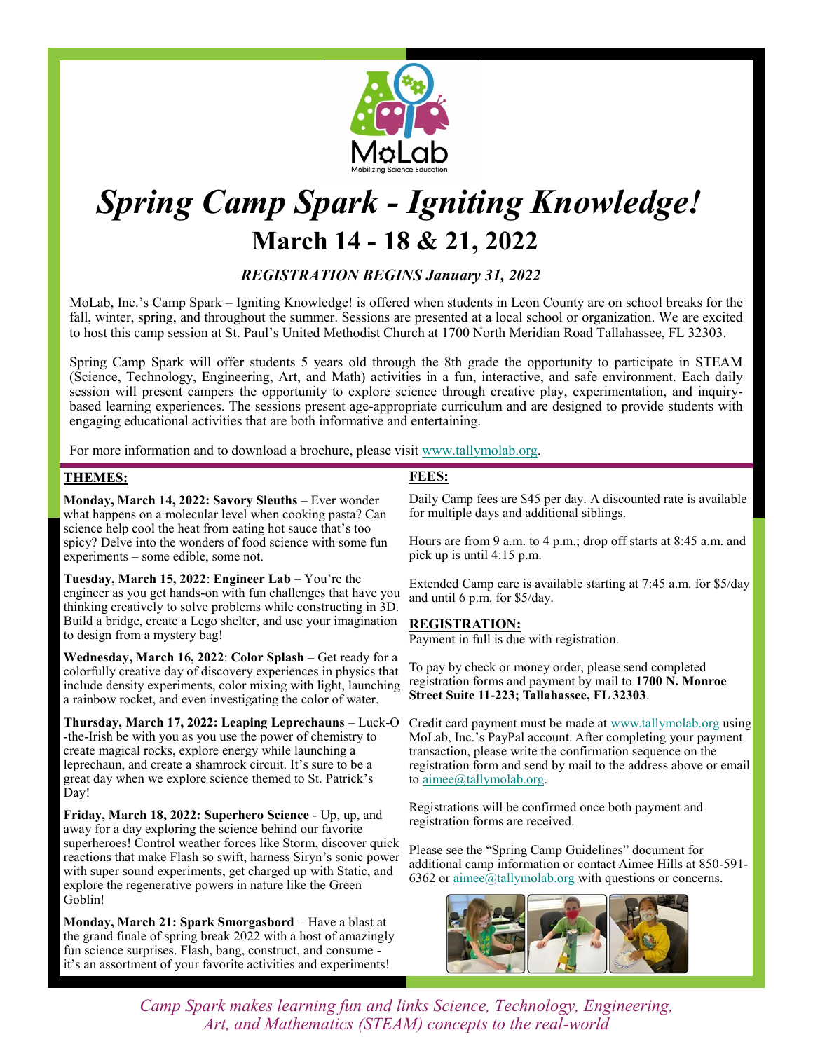MoLab
Mobilizing Science Education

# *Spring Camp Spark - Igniting Knowledge!*

## March 14 - 18 & 21, 2022

***REGISTRATION BEGINS January 31, 2022***

MoLab, Inc.'s Camp Spark – Igniting Knowledge! is offered when students in Leon County are on school breaks for the fall, winter, spring, and throughout the summer. Sessions are presented at a local school or organization. We are excited to host this camp session at St. Paul's United Methodist Church at 1700 North Meridian Road Tallahassee, FL 32303.

Spring Camp Spark will offer students 5 years old through the 8th grade the opportunity to participate in STEAM (Science, Technology, Engineering, Art, and Math) activities in a fun, interactive, and safe environment. Each daily session will present campers the opportunity to explore science through creative play, experimentation, and inquiry-based learning experiences. The sessions present age-appropriate curriculum and are designed to provide students with engaging educational activities that are both informative and entertaining.

For more information and to download a brochure, please visit www.tallymolab.org.

### THEMES:

**Monday, March 14, 2022: Savory Sleuths** – Ever wonder what happens on a molecular level when cooking pasta? Can science help cool the heat from eating hot sauce that's too spicy? Delve into the wonders of food science with some fun experiments – some edible, some not.

**Tuesday, March 15, 2022**: **Engineer Lab** – You're the engineer as you get hands-on with fun challenges that have you thinking creatively to solve problems while constructing in 3D. Build a bridge, create a Lego shelter, and use your imagination to design from a mystery bag!

**Wednesday, March 16, 2022**: **Color Splash** – Get ready for a colorfully creative day of discovery experiences in physics that include density experiments, color mixing with light, launching a rainbow rocket, and even investigating the color of water.

**Thursday, March 17, 2022: Leaping Leprechauns** – Luck-O-the-Irish be with you as you use the power of chemistry to create magical rocks, explore energy while launching a leprechaun, and create a shamrock circuit. It's sure to be a great day when we explore science themed to St. Patrick's Day!

**Friday, March 18, 2022: Superhero Science** - Up, up, and away for a day exploring the science behind our favorite superheroes! Control weather forces like Storm, discover quick reactions that make Flash so swift, harness Siryn's sonic power with super sound experiments, get charged up with Static, and explore the regenerative powers in nature like the Green Goblin!

**Monday, March 21: Spark Smorgasbord** – Have a blast at the grand finale of spring break 2022 with a host of amazingly fun science surprises. Flash, bang, construct, and consume - it's an assortment of your favorite activities and experiments!

### FEES:

Daily Camp fees are $45 per day. A discounted rate is available for multiple days and additional siblings.

Hours are from 9 a.m. to 4 p.m.; drop off starts at 8:45 a.m. and pick up is until 4:15 p.m.

Extended Camp care is available starting at 7:45 a.m. for $5/day and until 6 p.m. for $5/day.

### REGISTRATION:

Payment in full is due with registration.

To pay by check or money order, please send completed registration forms and payment by mail to **1700 N. Monroe Street Suite 11-223; Tallahassee, FL 32303**.

Credit card payment must be made at www.tallymolab.org using MoLab, Inc.'s PayPal account. After completing your payment transaction, please write the confirmation sequence on the registration form and send by mail to the address above or email to aimee@tallymolab.org.

Registrations will be confirmed once both payment and registration forms are received.

Please see the "Spring Camp Guidelines" document for additional camp information or contact Aimee Hills at 850-591-6362 or aimee@tallymolab.org with questions or concerns.

*Camp Spark makes learning fun and links Science, Technology, Engineering, Art, and Mathematics (STEAM) concepts to the real-world*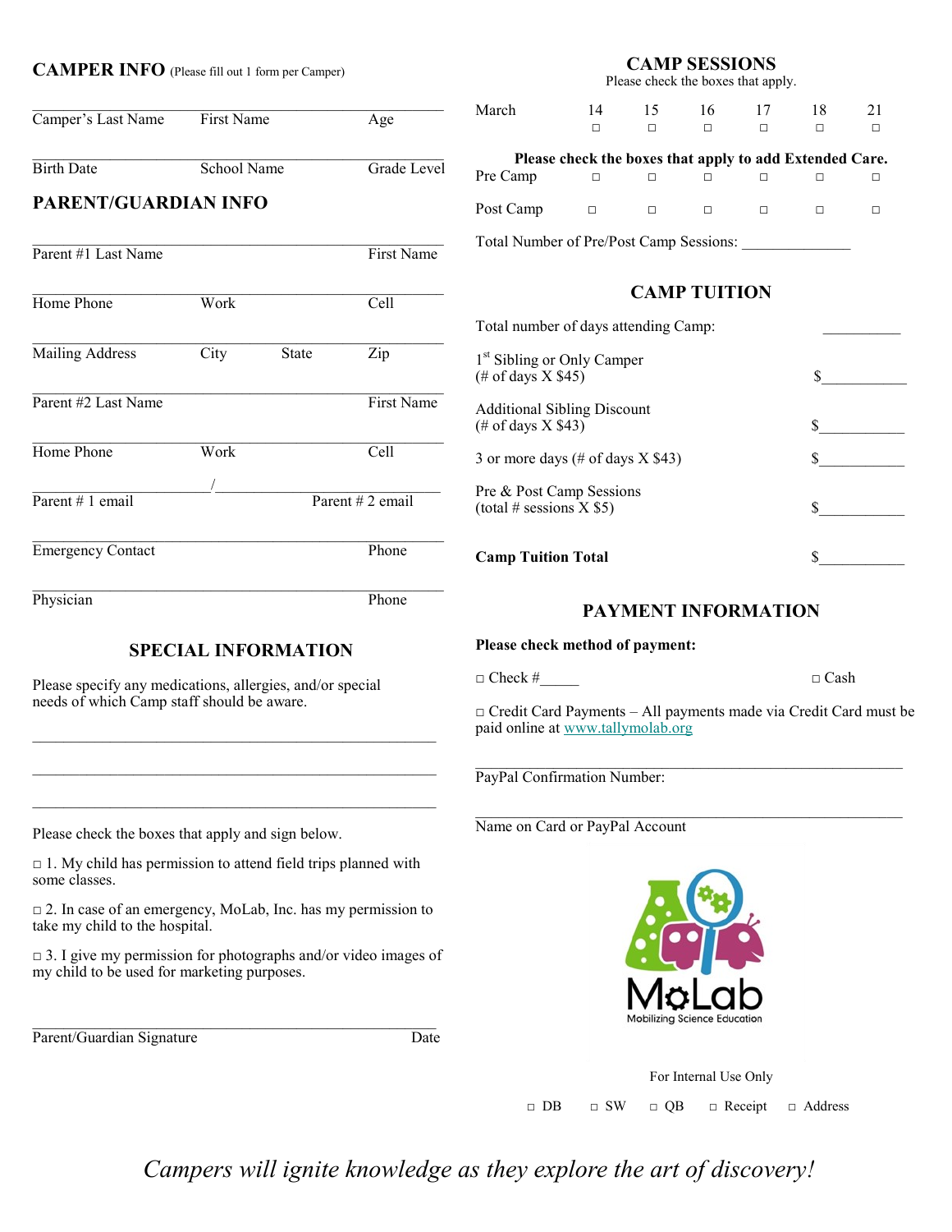## CAMPER INFO (Please fill out 1 form per Camper)

Camper's Last Name First Name Age

Birth Date School Name Grade Level

## PARENT/GUARDIAN INFO

Parent #1 Last Name First Name

Home Phone Work Cell

Mailing Address City State Zip

Parent #2 Last Name First Name

Home Phone Work Cell

Parent # 1 email / Parent # 2 email

Emergency Contact Phone

Physician Phone

## SPECIAL INFORMATION

Please specify any medications, allergies, and/or special needs of which Camp staff should be aware.

Please check the boxes that apply and sign below.

□ 1. My child has permission to attend field trips planned with some classes.

□ 2. In case of an emergency, MoLab, Inc. has my permission to take my child to the hospital.

□ 3. I give my permission for photographs and/or video images of my child to be used for marketing purposes.

Parent/Guardian Signature Date

## CAMP SESSIONS

Please check the boxes that apply.

| March | 14 | 15 | 16 | 17 | 18 | 21 |
|---|---|---|---|---|---|---|
| | □ | □ | □ | □ | □ | □ |

**Please check the boxes that apply to add Extended Care.**

| | | | | | | |
|---|---|---|---|---|---|---|
| Pre Camp | □ | □ | □ | □ | □ | □ |
| Post Camp | □ | □ | □ | □ | □ | □ |

Total Number of Pre/Post Camp Sessions: ______________

## CAMP TUITION

Total number of days attending Camp: ___________

1st Sibling or Only Camper (# of days X $45) $___________

Additional Sibling Discount (# of days X $43) $___________

3 or more days (# of days X $43) $___________

Pre & Post Camp Sessions (total # sessions X $5) $___________

**Camp Tuition Total** $___________

## PAYMENT INFORMATION

**Please check method of payment:**

□ Check #_____ □ Cash

□ Credit Card Payments – All payments made via Credit Card must be paid online at www.tallymolab.org

PayPal Confirmation Number:

Name on Card or PayPal Account

MoLab

Mobilizing Science Education

For Internal Use Only

□ DB □ SW □ QB □ Receipt □ Address

*Campers will ignite knowledge as they explore the art of discovery!*